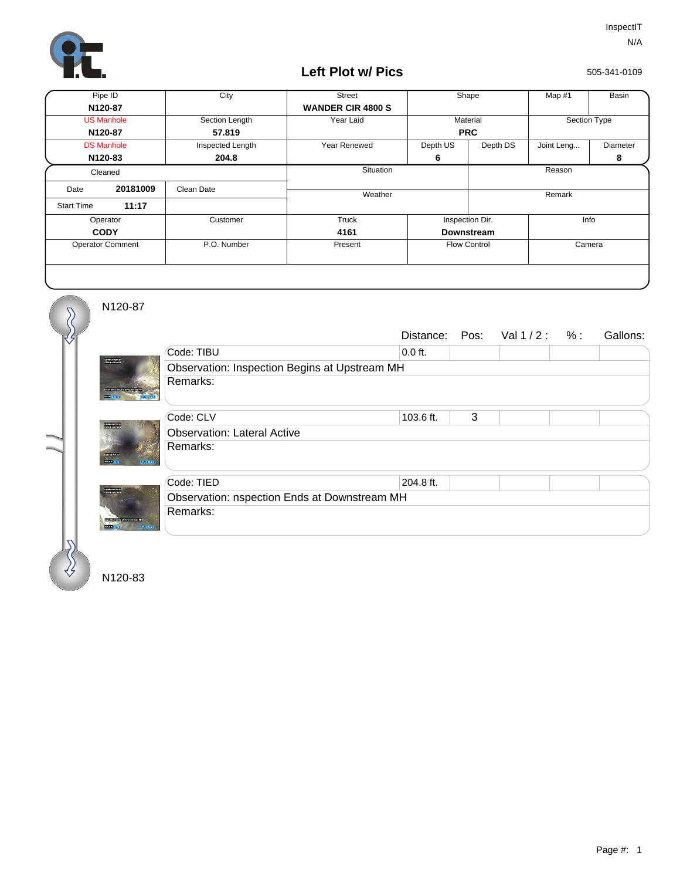InspectIT
N/A

# Left Plot w/ Pics

505-341-0109

| Pipe ID | City | Street | Shape | | Map #1 | Basin |
|---|---|---|---|---|---|---|
| **N120-87** | | **WANDER CIR 4800 S** | | | | |
| US Manhole | Section Length | Year Laid | Material | | Section Type | |
| **N120-87** | **57.819** | | **PRC** | | | |
| DS Manhole | Inspected Length | Year Renewed | Depth US | Depth DS | Joint Leng... | Diameter |
| **N120-83** | **204.8** | | **6** | | | **8** |

| Cleaned | | Situation | Reason |
|---|---|---|---|
| Date **20181009** | Clean Date | Weather | Remark |
| Start Time **11:17** | | | |

| Operator | Customer | Truck | Inspection Dir. | Info |
|---|---|---|---|---|
| **CODY** | | **4161** | **Downstream** | |
| Operator Comment | P.O. Number | Present | Flow Control | Camera |
| | | | | |

N120-87

| Code | Distance: | Pos: | Val 1 / 2 : | % : | Gallons: |
|---|---|---|---|---|---|
| Code: TIBU | 0.0 ft. | | | | |
| Observation: Inspection Begins at Upstream MH | | | | | |
| Remarks: | | | | | |
| Code: CLV | 103.6 ft. | 3 | | | |
| Observation: Lateral Active | | | | | |
| Remarks: | | | | | |
| Code: TIED | 204.8 ft. | | | | |
| Observation: nspection Ends at Downstream MH | | | | | |
| Remarks: | | | | | |

N120-83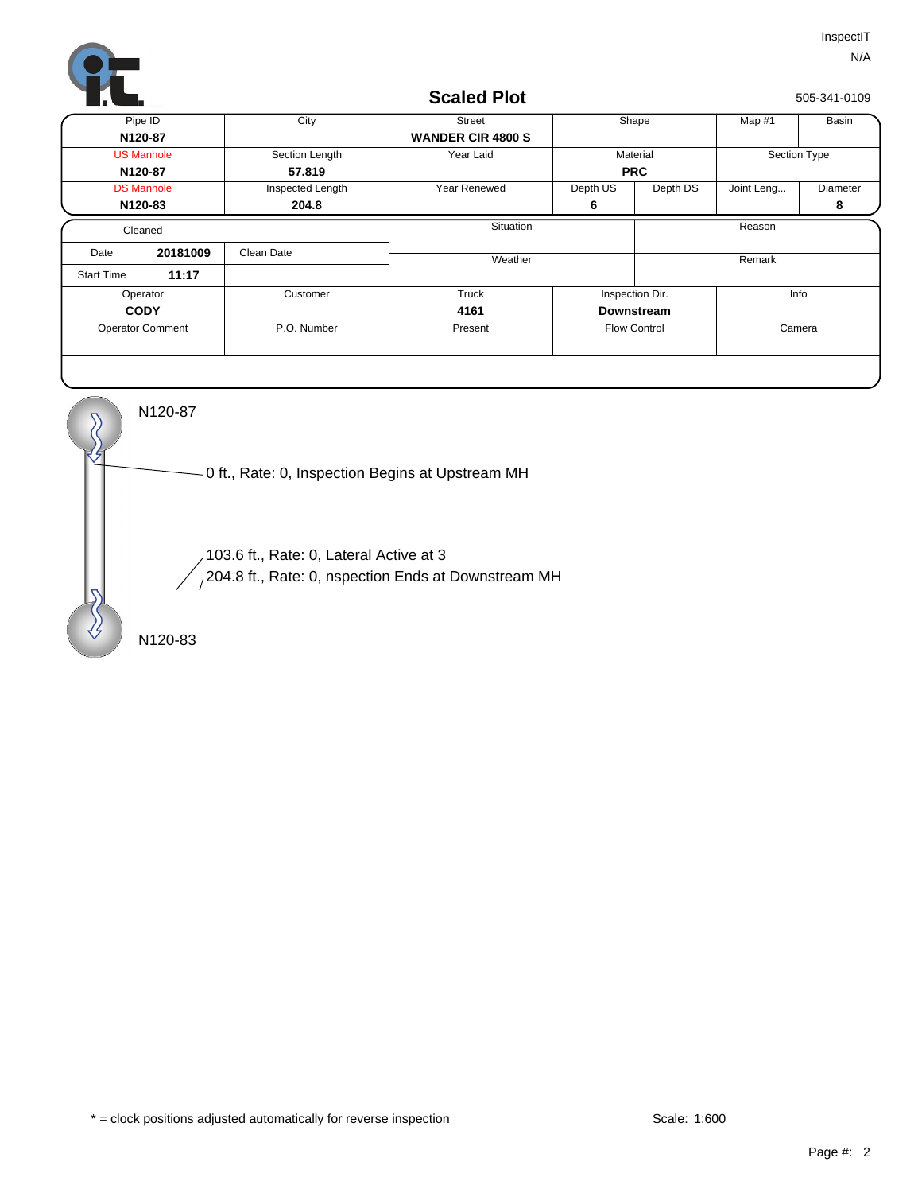InspectIT

N/A

## Scaled Plot

505-341-0109

| Pipe ID | City | Street | Shape | | Map #1 | Basin |
|---|---|---|---|---|---|---|
| **N120-87** | | **WANDER CIR 4800 S** | | | | |
| US Manhole | Section Length | Year Laid | Material | | Section Type | |
| **N120-87** | **57.819** | | **PRC** | | | |
| DS Manhole | Inspected Length | Year Renewed | Depth US | Depth DS | Joint Leng... | Diameter |
| **N120-83** | **204.8** | | **6** | | | **8** |

| Cleaned | | Situation | | Reason |
|---|---|---|---|---|
| Date **20181009** | Clean Date | Weather | | Remark |
| Start Time **11:17** | | | | |
| Operator | Customer | Truck | Inspection Dir. | Info |
| **CODY** | | **4161** | **Downstream** | |
| Operator Comment | P.O. Number | Present | Flow Control | Camera |

N120-87

0 ft., Rate: 0, Inspection Begins at Upstream MH

103.6 ft., Rate: 0, Lateral Active at 3

204.8 ft., Rate: 0, nspection Ends at Downstream MH

N120-83

* = clock positions adjusted automatically for reverse inspection

Scale: 1:600